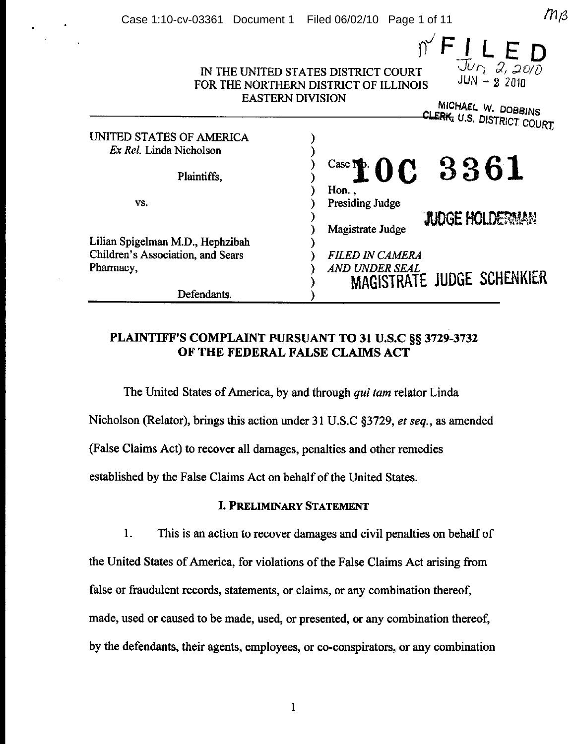mβ

FILED
Jun 2, 2010
JUN - 2 2010

MICHAEL W. DOBBINS
CLERK, U.S. DISTRICT COURT

IN THE UNITED STATES DISTRICT COURT
FOR THE NORTHERN DISTRICT OF ILLINOIS
EASTERN DIVISION

| | |
|---|---|
| UNITED STATES OF AMERICA *Ex Rel.* Linda Nicholson | |
| Plaintiffs, | Case No. **10C 3361** |
| | Hon., Presiding Judge |
| vs. | **JUDGE HOLDERMAN** |
| | Magistrate Judge |
| Lilian Spigelman M.D., Hephzibah Children's Association, and Sears Pharmacy, | *FILED IN CAMERA AND UNDER SEAL* |
| | **MAGISTRATE JUDGE SCHENKIER** |
| Defendants. | |

## PLAINTIFF'S COMPLAINT PURSUANT TO 31 U.S.C §§ 3729-3732 OF THE FEDERAL FALSE CLAIMS ACT

The United States of America, by and through *qui tam* relator Linda Nicholson (Relator), brings this action under 31 U.S.C §3729, *et seq.*, as amended (False Claims Act) to recover all damages, penalties and other remedies established by the False Claims Act on behalf of the United States.

### I. PRELIMINARY STATEMENT

1. This is an action to recover damages and civil penalties on behalf of the United States of America, for violations of the False Claims Act arising from false or fraudulent records, statements, or claims, or any combination thereof, made, used or caused to be made, used, or presented, or any combination thereof, by the defendants, their agents, employees, or co-conspirators, or any combination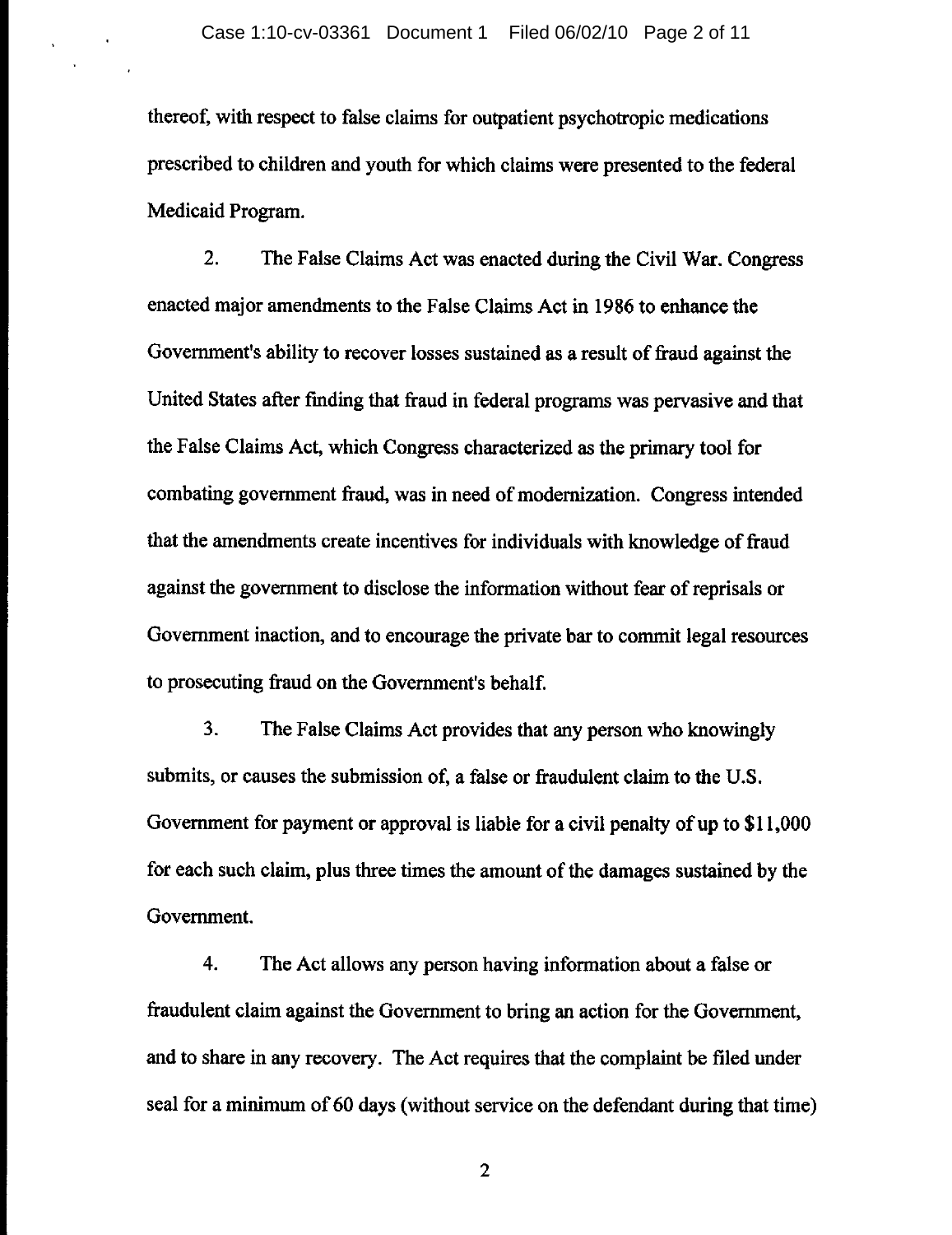thereof, with respect to false claims for outpatient psychotropic medications prescribed to children and youth for which claims were presented to the federal Medicaid Program.

2. The False Claims Act was enacted during the Civil War. Congress enacted major amendments to the False Claims Act in 1986 to enhance the Government's ability to recover losses sustained as a result of fraud against the United States after finding that fraud in federal programs was pervasive and that the False Claims Act, which Congress characterized as the primary tool for combating government fraud, was in need of modernization. Congress intended that the amendments create incentives for individuals with knowledge of fraud against the government to disclose the information without fear of reprisals or Government inaction, and to encourage the private bar to commit legal resources to prosecuting fraud on the Government's behalf.

3. The False Claims Act provides that any person who knowingly submits, or causes the submission of, a false or fraudulent claim to the U.S. Government for payment or approval is liable for a civil penalty of up to $11,000 for each such claim, plus three times the amount of the damages sustained by the Government.

4. The Act allows any person having information about a false or fraudulent claim against the Government to bring an action for the Government, and to share in any recovery. The Act requires that the complaint be filed under seal for a minimum of 60 days (without service on the defendant during that time)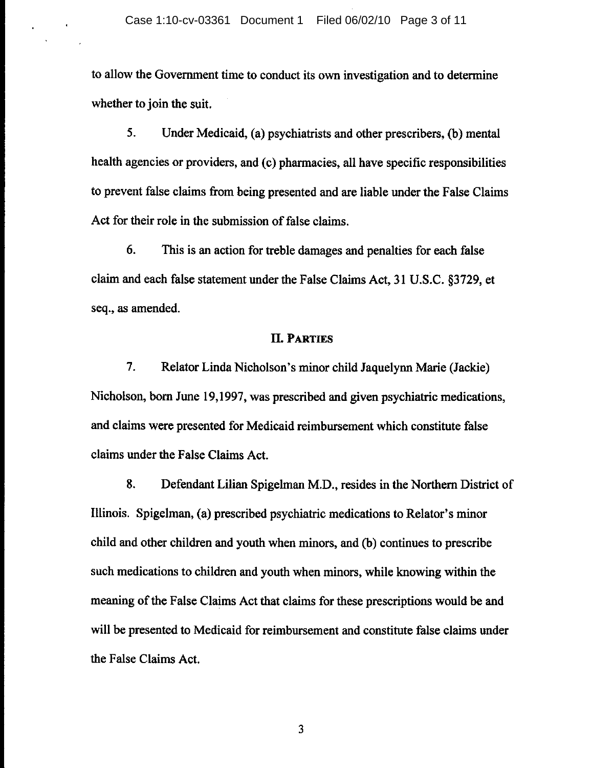to allow the Government time to conduct its own investigation and to determine whether to join the suit.

5. Under Medicaid, (a) psychiatrists and other prescribers, (b) mental health agencies or providers, and (c) pharmacies, all have specific responsibilities to prevent false claims from being presented and are liable under the False Claims Act for their role in the submission of false claims.

6. This is an action for treble damages and penalties for each false claim and each false statement under the False Claims Act, 31 U.S.C. §3729, et seq., as amended.

## II. PARTIES

7. Relator Linda Nicholson's minor child Jaquelynn Marie (Jackie) Nicholson, born June 19,1997, was prescribed and given psychiatric medications, and claims were presented for Medicaid reimbursement which constitute false claims under the False Claims Act.

8. Defendant Lilian Spigelman M.D., resides in the Northern District of Illinois. Spigelman, (a) prescribed psychiatric medications to Relator's minor child and other children and youth when minors, and (b) continues to prescribe such medications to children and youth when minors, while knowing within the meaning of the False Claims Act that claims for these prescriptions would be and will be presented to Medicaid for reimbursement and constitute false claims under the False Claims Act.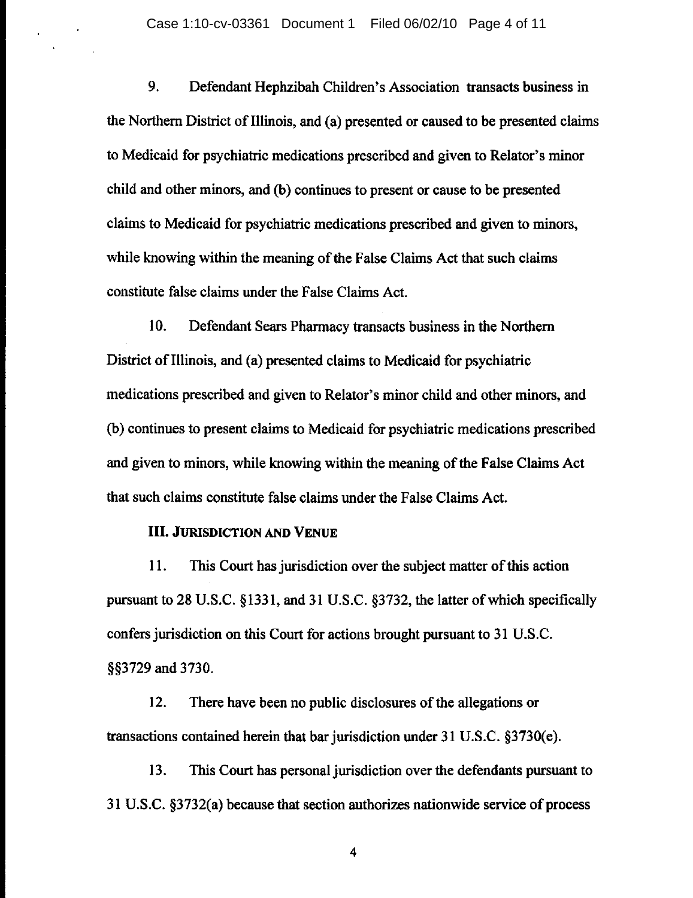9. Defendant Hephzibah Children's Association transacts business in the Northern District of Illinois, and (a) presented or caused to be presented claims to Medicaid for psychiatric medications prescribed and given to Relator's minor child and other minors, and (b) continues to present or cause to be presented claims to Medicaid for psychiatric medications prescribed and given to minors, while knowing within the meaning of the False Claims Act that such claims constitute false claims under the False Claims Act.

10. Defendant Sears Pharmacy transacts business in the Northern District of Illinois, and (a) presented claims to Medicaid for psychiatric medications prescribed and given to Relator's minor child and other minors, and (b) continues to present claims to Medicaid for psychiatric medications prescribed and given to minors, while knowing within the meaning of the False Claims Act that such claims constitute false claims under the False Claims Act.

## III. Jurisdiction and Venue

11. This Court has jurisdiction over the subject matter of this action pursuant to 28 U.S.C. §1331, and 31 U.S.C. §3732, the latter of which specifically confers jurisdiction on this Court for actions brought pursuant to 31 U.S.C. §§3729 and 3730.

12. There have been no public disclosures of the allegations or transactions contained herein that bar jurisdiction under 31 U.S.C. §3730(e).

13. This Court has personal jurisdiction over the defendants pursuant to 31 U.S.C. §3732(a) because that section authorizes nationwide service of process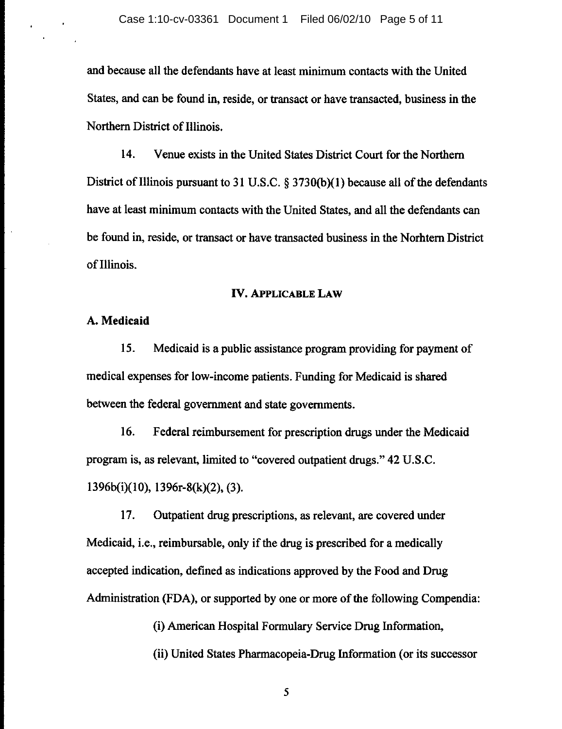and because all the defendants have at least minimum contacts with the United States, and can be found in, reside, or transact or have transacted, business in the Northern District of Illinois.

14. Venue exists in the United States District Court for the Northern District of Illinois pursuant to 31 U.S.C. § 3730(b)(1) because all of the defendants have at least minimum contacts with the United States, and all the defendants can be found in, reside, or transact or have transacted business in the Norhtern District of Illinois.

## IV. APPLICABLE LAW

### A. Medicaid

15. Medicaid is a public assistance program providing for payment of medical expenses for low-income patients. Funding for Medicaid is shared between the federal government and state governments.

16. Federal reimbursement for prescription drugs under the Medicaid program is, as relevant, limited to "covered outpatient drugs." 42 U.S.C. 1396b(i)(10), 1396r-8(k)(2), (3).

17. Outpatient drug prescriptions, as relevant, are covered under Medicaid, i.e., reimbursable, only if the drug is prescribed for a medically accepted indication, defined as indications approved by the Food and Drug Administration (FDA), or supported by one or more of the following Compendia:

(i) American Hospital Formulary Service Drug Information,

(ii) United States Pharmacopeia-Drug Information (or its successor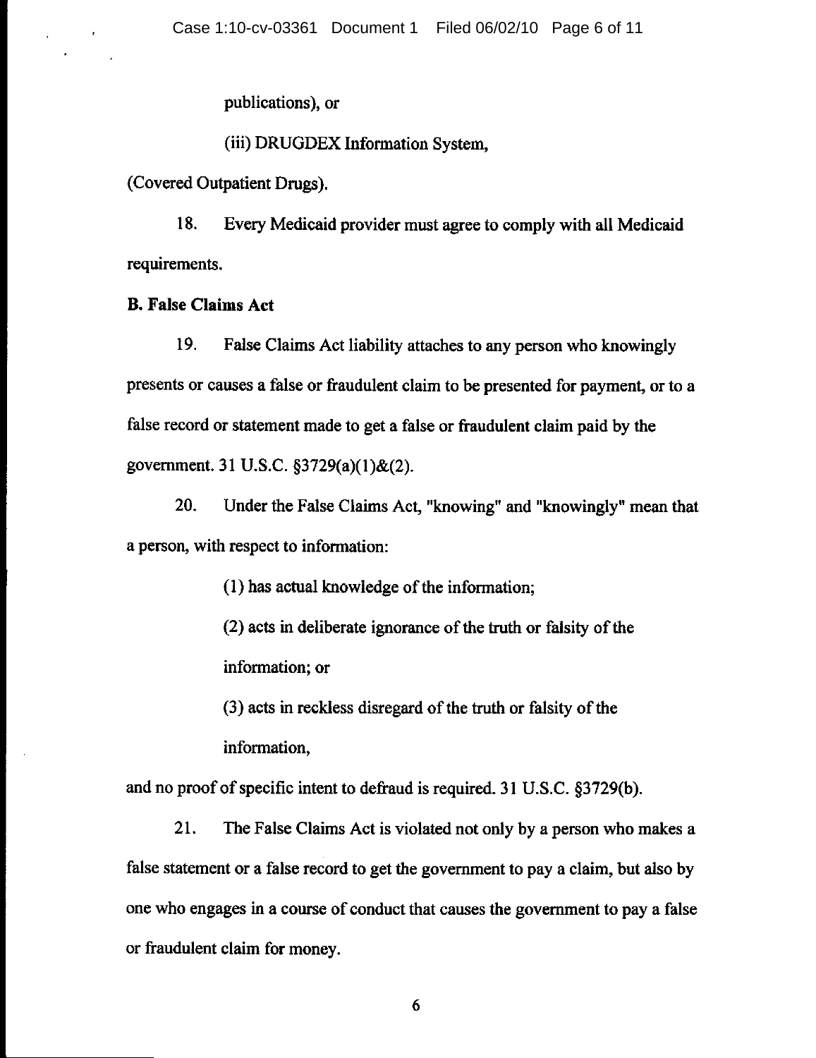publications), or

(iii) DRUGDEX Information System,

(Covered Outpatient Drugs).

18. Every Medicaid provider must agree to comply with all Medicaid requirements.

**B. False Claims Act**

19. False Claims Act liability attaches to any person who knowingly presents or causes a false or fraudulent claim to be presented for payment, or to a false record or statement made to get a false or fraudulent claim paid by the government. 31 U.S.C. §3729(a)(1)&(2).

20. Under the False Claims Act, "knowing" and "knowingly" mean that a person, with respect to information:

(1) has actual knowledge of the information;

(2) acts in deliberate ignorance of the truth or falsity of the information; or

(3) acts in reckless disregard of the truth or falsity of the information,

and no proof of specific intent to defraud is required. 31 U.S.C. §3729(b).

21. The False Claims Act is violated not only by a person who makes a false statement or a false record to get the government to pay a claim, but also by one who engages in a course of conduct that causes the government to pay a false or fraudulent claim for money.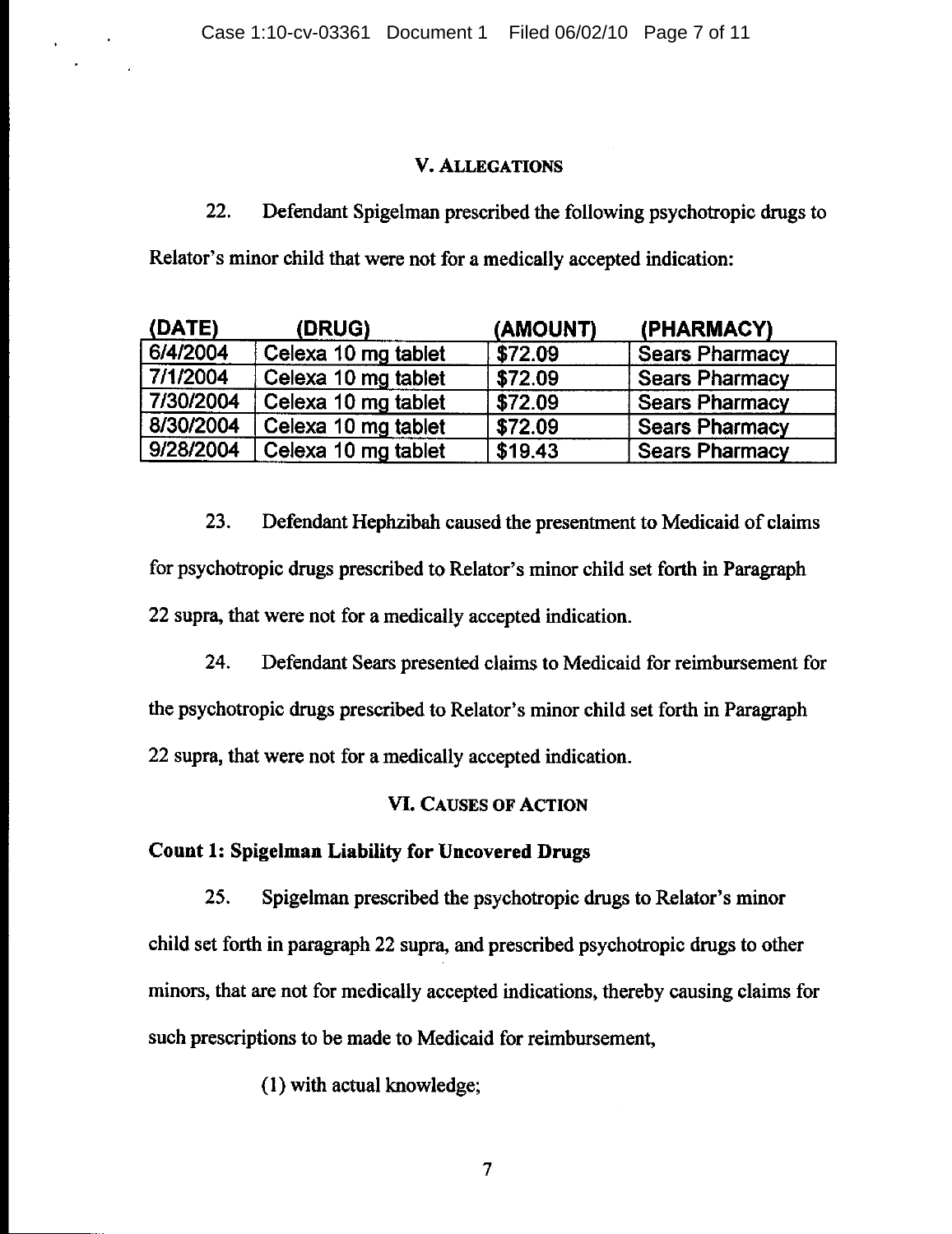## V. ALLEGATIONS

22. Defendant Spigelman prescribed the following psychotropic drugs to Relator's minor child that were not for a medically accepted indication:

| (DATE) | (DRUG) | (AMOUNT) | (PHARMACY) |
|---|---|---|---|
| 6/4/2004 | Celexa 10 mg tablet | $72.09 | Sears Pharmacy |
| 7/1/2004 | Celexa 10 mg tablet | $72.09 | Sears Pharmacy |
| 7/30/2004 | Celexa 10 mg tablet | $72.09 | Sears Pharmacy |
| 8/30/2004 | Celexa 10 mg tablet | $72.09 | Sears Pharmacy |
| 9/28/2004 | Celexa 10 mg tablet | $19.43 | Sears Pharmacy |

23. Defendant Hephzibah caused the presentment to Medicaid of claims for psychotropic drugs prescribed to Relator's minor child set forth in Paragraph 22 supra, that were not for a medically accepted indication.

24. Defendant Sears presented claims to Medicaid for reimbursement for the psychotropic drugs prescribed to Relator's minor child set forth in Paragraph 22 supra, that were not for a medically accepted indication.

## VI. CAUSES OF ACTION

### Count 1: Spigelman Liability for Uncovered Drugs

25. Spigelman prescribed the psychotropic drugs to Relator's minor child set forth in paragraph 22 supra, and prescribed psychotropic drugs to other minors, that are not for medically accepted indications, thereby causing claims for such prescriptions to be made to Medicaid for reimbursement,

(1) with actual knowledge;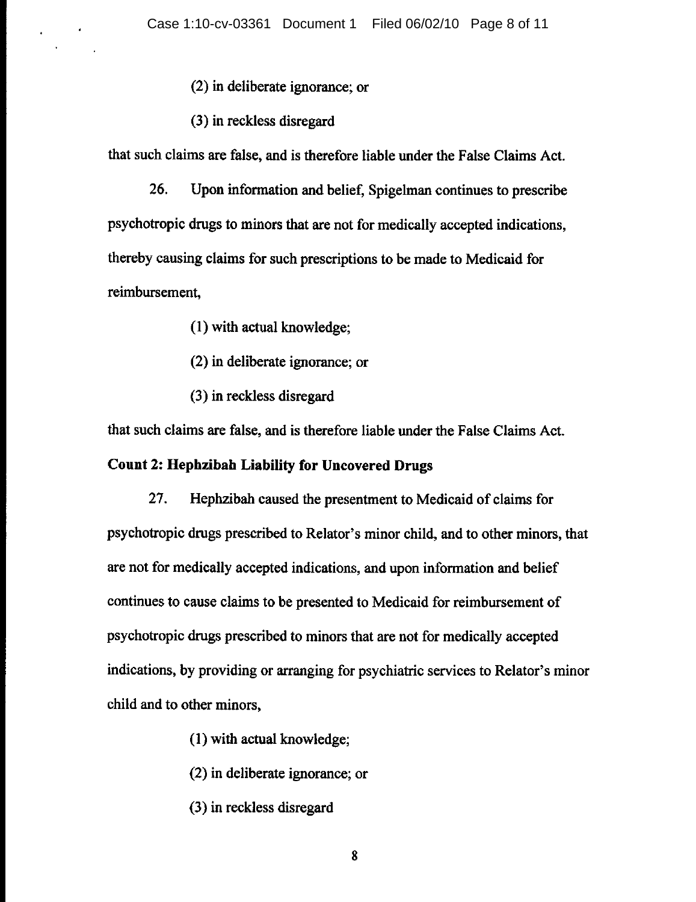(2) in deliberate ignorance; or

(3) in reckless disregard

that such claims are false, and is therefore liable under the False Claims Act.

26. Upon information and belief, Spigelman continues to prescribe psychotropic drugs to minors that are not for medically accepted indications, thereby causing claims for such prescriptions to be made to Medicaid for reimbursement,

(1) with actual knowledge;

(2) in deliberate ignorance; or

(3) in reckless disregard

that such claims are false, and is therefore liable under the False Claims Act.

**Count 2: Hephzibah Liability for Uncovered Drugs**

27. Hephzibah caused the presentment to Medicaid of claims for psychotropic drugs prescribed to Relator's minor child, and to other minors, that are not for medically accepted indications, and upon information and belief continues to cause claims to be presented to Medicaid for reimbursement of psychotropic drugs prescribed to minors that are not for medically accepted indications, by providing or arranging for psychiatric services to Relator's minor child and to other minors,

(1) with actual knowledge;

(2) in deliberate ignorance; or

(3) in reckless disregard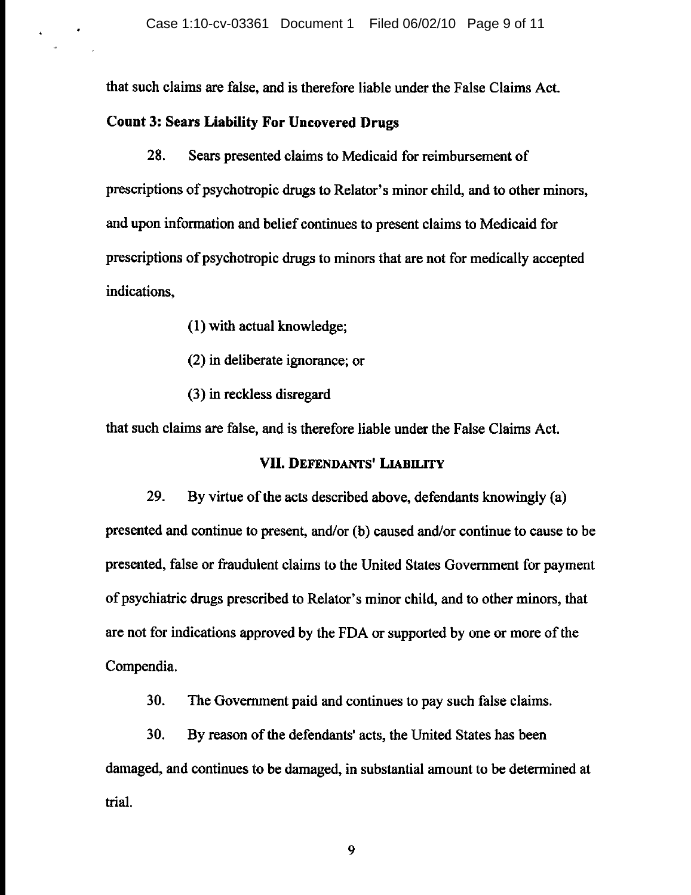that such claims are false, and is therefore liable under the False Claims Act.

**Count 3: Sears Liability For Uncovered Drugs**

28. Sears presented claims to Medicaid for reimbursement of prescriptions of psychotropic drugs to Relator's minor child, and to other minors, and upon information and belief continues to present claims to Medicaid for prescriptions of psychotropic drugs to minors that are not for medically accepted indications,

(1) with actual knowledge;

(2) in deliberate ignorance; or

(3) in reckless disregard

that such claims are false, and is therefore liable under the False Claims Act.

## VII. DEFENDANTS' LIABILITY

29. By virtue of the acts described above, defendants knowingly (a) presented and continue to present, and/or (b) caused and/or continue to cause to be presented, false or fraudulent claims to the United States Government for payment of psychiatric drugs prescribed to Relator's minor child, and to other minors, that are not for indications approved by the FDA or supported by one or more of the Compendia.

30. The Government paid and continues to pay such false claims.

30. By reason of the defendants' acts, the United States has been damaged, and continues to be damaged, in substantial amount to be determined at trial.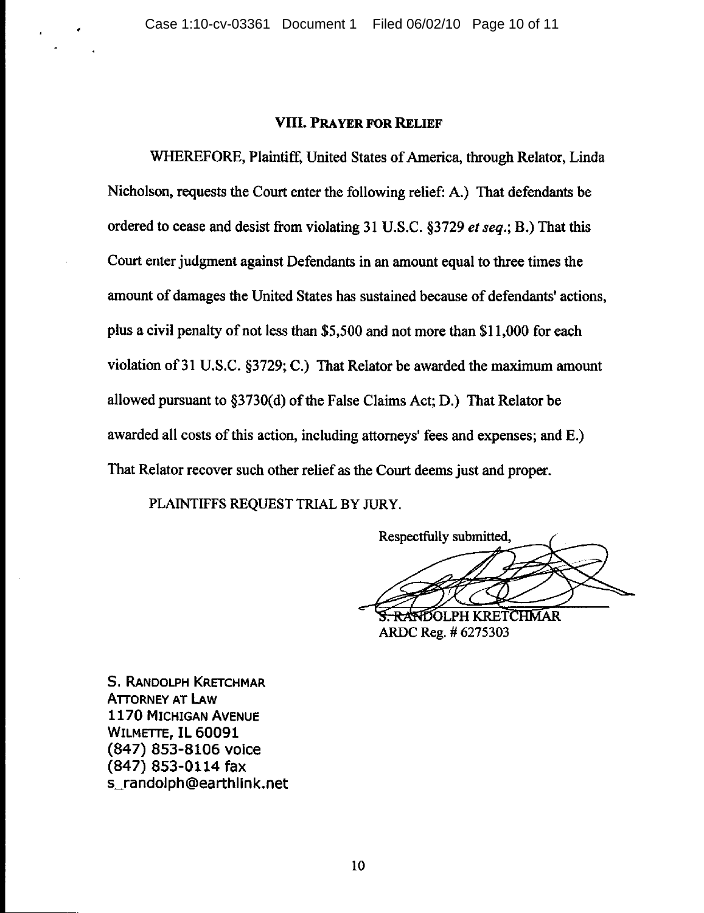## VIII. PRAYER FOR RELIEF

WHEREFORE, Plaintiff, United States of America, through Relator, Linda Nicholson, requests the Court enter the following relief: A.) That defendants be ordered to cease and desist from violating 31 U.S.C. §3729 *et seq.*; B.) That this Court enter judgment against Defendants in an amount equal to three times the amount of damages the United States has sustained because of defendants' actions, plus a civil penalty of not less than $5,500 and not more than $11,000 for each violation of 31 U.S.C. §3729; C.) That Relator be awarded the maximum amount allowed pursuant to §3730(d) of the False Claims Act; D.) That Relator be awarded all costs of this action, including attorneys' fees and expenses; and E.) That Relator recover such other relief as the Court deems just and proper.

PLAINTIFFS REQUEST TRIAL BY JURY.

Respectfully submitted,

S. RANDOLPH KRETCHMAR
ARDC Reg. # 6275303

S. RANDOLPH KRETCHMAR
ATTORNEY AT LAW
1170 MICHIGAN AVENUE
WILMETTE, IL 60091
(847) 853-8106 voice
(847) 853-0114 fax
s_randolph@earthlink.net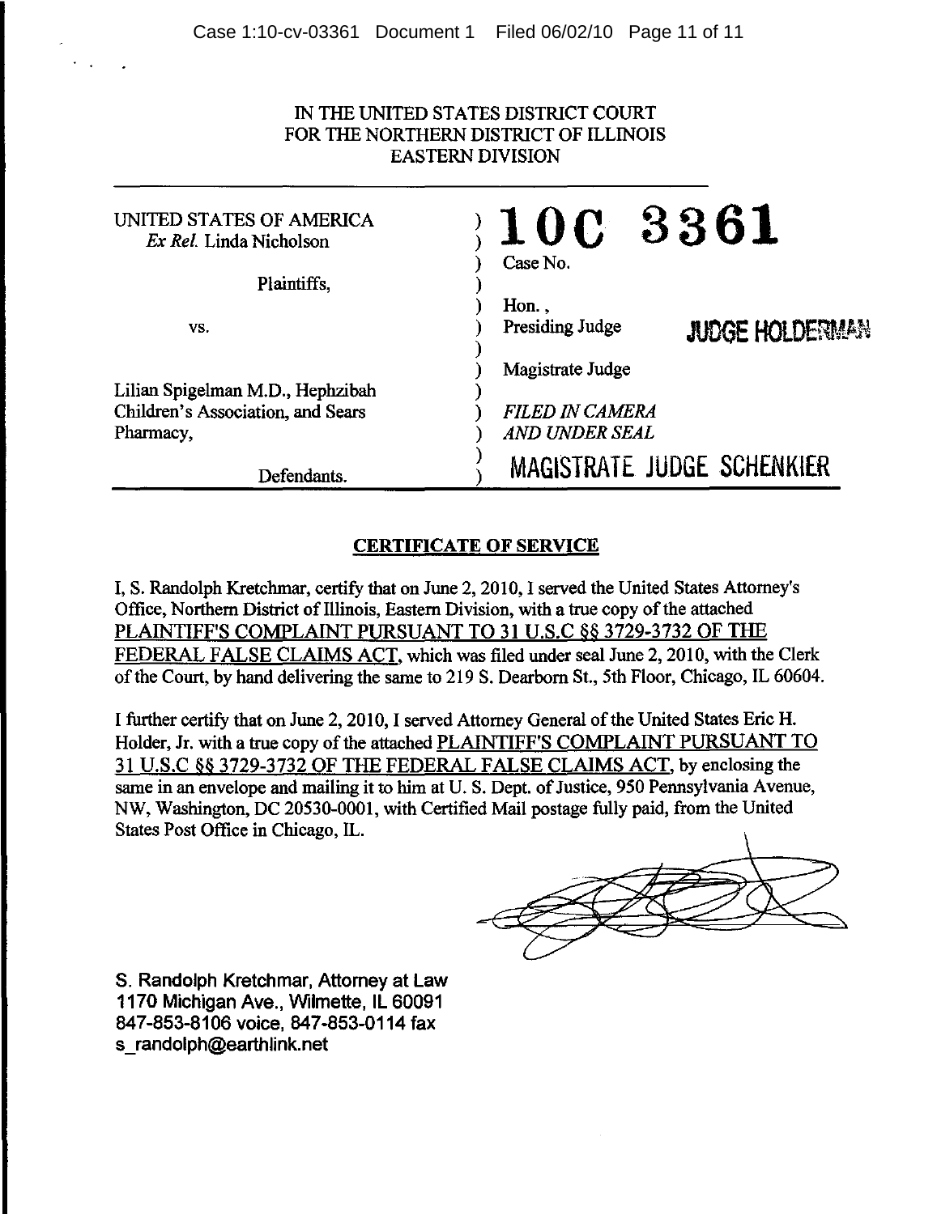IN THE UNITED STATES DISTRICT COURT
FOR THE NORTHERN DISTRICT OF ILLINOIS
EASTERN DIVISION

| | | |
|---|---|---|
| UNITED STATES OF AMERICA *Ex Rel.* Linda Nicholson | ) | **10C 3361** |
| | ) | Case No. |
| Plaintiffs, | ) | |
| | ) | Hon. , |
| vs. | ) | Presiding Judge **JUDGE HOLDERMAN** |
| | ) | |
| | ) | Magistrate Judge |
| Lilian Spigelman M.D., Hephzibah Children's Association, and Sears Pharmacy, | ) | *FILED IN CAMERA AND UNDER SEAL* |
| Defendants. | ) | MAGISTRATE JUDGE SCHENKIER |

## CERTIFICATE OF SERVICE

I, S. Randolph Kretchmar, certify that on June 2, 2010, I served the United States Attorney's Office, Northern District of Illinois, Eastern Division, with a true copy of the attached PLAINTIFF'S COMPLAINT PURSUANT TO 31 U.S.C §§ 3729-3732 OF THE FEDERAL FALSE CLAIMS ACT, which was filed under seal June 2, 2010, with the Clerk of the Court, by hand delivering the same to 219 S. Dearborn St., 5th Floor, Chicago, IL 60604.

I further certify that on June 2, 2010, I served Attorney General of the United States Eric H. Holder, Jr. with a true copy of the attached PLAINTIFF'S COMPLAINT PURSUANT TO 31 U.S.C §§ 3729-3732 OF THE FEDERAL FALSE CLAIMS ACT, by enclosing the same in an envelope and mailing it to him at U. S. Dept. of Justice, 950 Pennsylvania Avenue, NW, Washington, DC 20530-0001, with Certified Mail postage fully paid, from the United States Post Office in Chicago, IL.

S. Randolph Kretchmar, Attorney at Law
1170 Michigan Ave., Wilmette, IL 60091
847-853-8106 voice, 847-853-0114 fax
s_randolph@earthlink.net